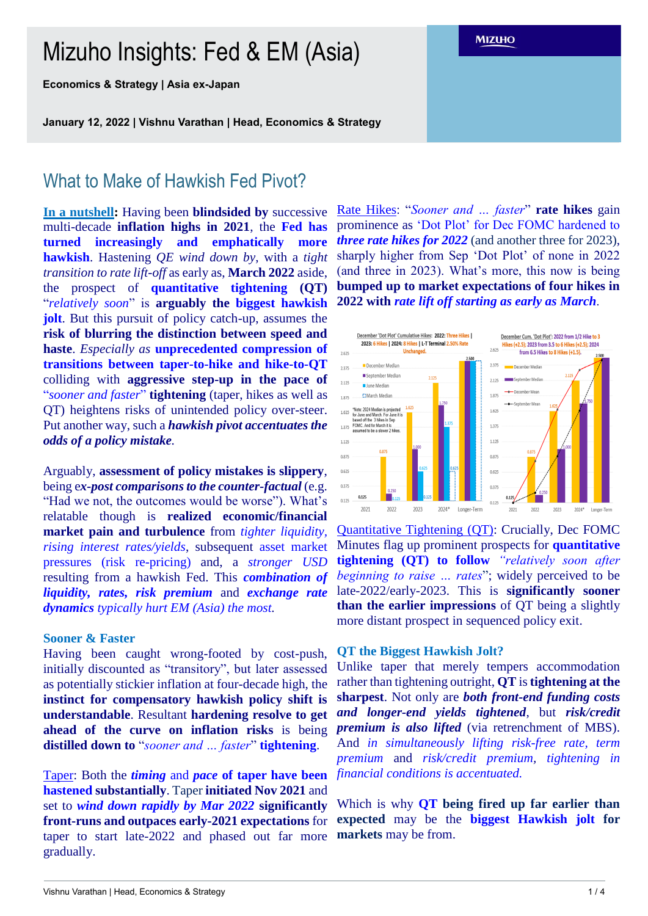# Mizuho Insights: Fed & EM (Asia)

**Economics & Strategy | Asia ex-Japan**

**January 12, 2022 | Vishnu Varathan | Head, Economics & Strategy**

## What to Make of Hawkish Fed Pivot?

**In a nutshell:** Having been **blindsided by** successive multi-decade **inflation highs in 2021**, the **Fed has turned increasingly and emphatically more hawkish**. Hastening *QE wind down by*, with a *tight transition to rate lift-off* as early as, **March 2022** aside, the prospect of **quantitative tightening (QT)** "*relatively soon*" is **arguably the biggest hawkish jolt**. But this pursuit of policy catch-up, assumes the **risk of blurring the distinction between speed and haste**. *Especially as* **unprecedented compression of transitions between taper-to-hike and hike-to-QT** colliding with **aggressive step-up in the pace of** "*sooner and faster*" **tightening** (taper, hikes as well as QT) heightens risks of unintended policy over-steer. Put another way, such a ***hawkish pivot accentuates the odds of a policy mistake.***

Arguably, **assessment of policy mistakes is slippery**, being e***x-post comparisons to the counter-factual*** (e.g. "Had we not, the outcomes would be worse"). What's relatable though is **realized economic/financial market pain and turbulence** from *tighter liquidity*, *rising interest rates/yields*, subsequent asset market pressures (risk re-pricing) and, a *stronger USD* resulting from a hawkish Fed. This ***combination of liquidity, rates, risk premium*** and ***exchange rate dynamics*** *typically hurt EM (Asia) the most.*

### Sooner & Faster

Having been caught wrong-footed by cost-push, initially discounted as "transitory", but later assessed as potentially stickier inflation at four-decade high, the **instinct for compensatory hawkish policy shift is understandable**. Resultant **hardening resolve to get ahead of the curve on inflation risks** is being **distilled down to** "*sooner and … faster*" **tightening**.

Taper: Both the ***timing*** and ***pace*** **of taper have been hastened substantially**. Taper **initiated Nov 2021** and set to ***wind down rapidly by Mar 2022*** **significantly front-runs and outpaces early-2021 expectations** for taper to start late-2022 and phased out far more gradually.

Rate Hikes: "*Sooner and … faster*" **rate hikes** gain prominence as 'Dot Plot' for Dec FOMC hardened to ***three rate hikes for 2022*** (and another three for 2023), sharply higher from Sep 'Dot Plot' of none in 2022 (and three in 2023). What's more, this now is being **bumped up to market expectations of four hikes in 2022 with** ***rate lift off starting as early as March***.

Quantitative Tightening (QT): Crucially, Dec FOMC Minutes flag up prominent prospects for **quantitative tightening (QT) to follow** *"relatively soon after beginning to raise … rates"*; widely perceived to be late-2022/early-2023. This is **significantly sooner than the earlier impressions** of QT being a slightly more distant prospect in sequenced policy exit.

### QT the Biggest Hawkish Jolt?

Unlike taper that merely tempers accommodation rather than tightening outright, **QT** is **tightening at the sharpest**. Not only are ***both front-end funding costs and longer-end yields tightened***, but ***risk/credit premium is also lifted*** (via retrenchment of MBS). And *in simultaneously lifting risk-free rate, term premium* and *risk/credit premium, tightening in financial conditions is accentuated.*

Which is why **QT being fired up far earlier than expected** may be the **biggest Hawkish jolt for markets** may be from.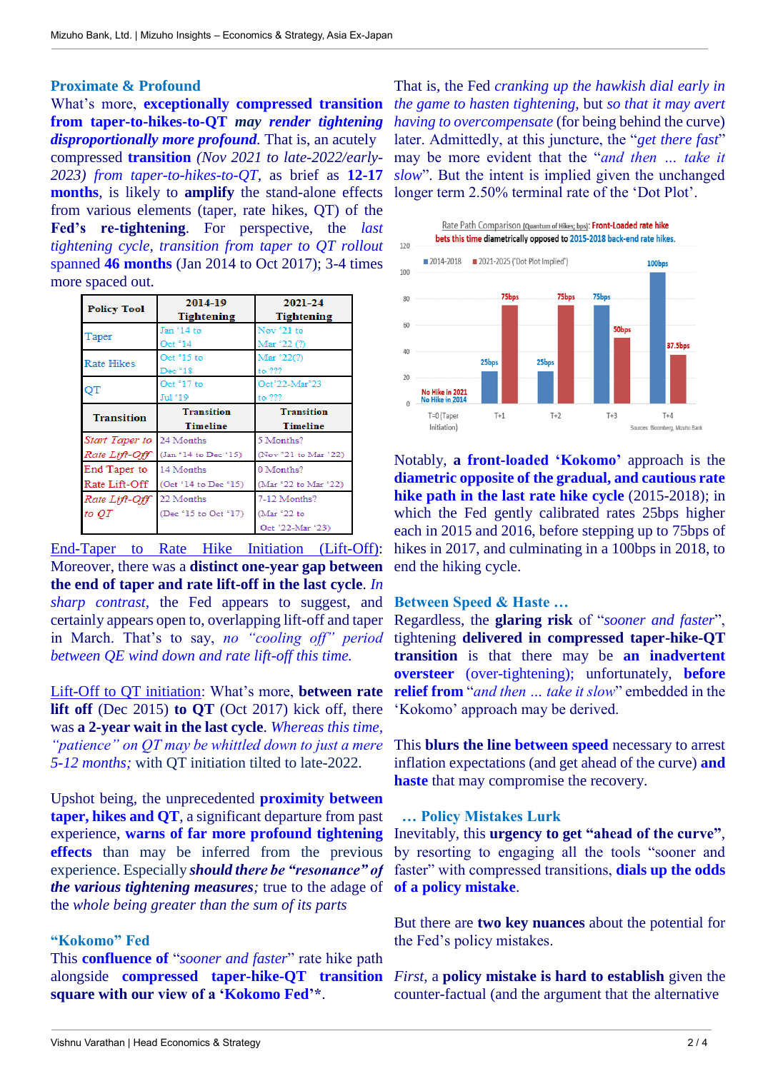## Proximate & Profound

What's more, **exceptionally compressed transition from taper-to-hikes-to-QT** ***may render tightening disproportionally more profound***. That is, an acutely compressed **transition** *(Nov 2021 to late-2022/early-2023) from taper-to-hikes-to-QT*, as brief as **12-17 months**, is likely to **amplify** the stand-alone effects from various elements (taper, rate hikes, QT) of the **Fed's re-tightening**. For perspective, the *last tightening cycle, transition from taper to QT rollout* spanned **46 months** (Jan 2014 to Oct 2017); 3-4 times more spaced out.

| Policy Tool | 2014-19 Tightening | 2021-24 Tightening |
|---|---|---|
| Taper | Jan '14 to Oct '14 | Nov '21 to Mar '22 (?) |
| Rate Hikes | Oct '15 to Dec '18 | Mar '22(?) to ??? |
| QT | Oct '17 to Jul '19 | Oct'22-Mar'23 to ??? |
| **Transition** | **Transition Timeline** | **Transition Timeline** |
| *Start Taper to Rate Lift-Off* | 24 Months (Jan '14 to Dec '15) | 5 Months? (Nov '21 to Mar '22) |
| End Taper to Rate Lift-Off | 14 Months (Oct '14 to Dec '15) | 0 Months? (Mar '22 to Mar '22) |
| *Rate Lift-Off to QT* | 22 Months (Dec '15 to Oct '17) | 7-12 Months? (Mar '22 to Oct '22-Mar '23) |

End-Taper to Rate Hike Initiation (Lift-Off): Moreover, there was a **distinct one-year gap between the end of taper and rate lift-off in the last cycle**. *In sharp contrast*, the Fed appears to suggest, and certainly appears open to, overlapping lift-off and taper in March. That's to say, *no "cooling off" period between QE wind down and rate lift-off this time.*

Lift-Off to QT initiation: What's more, **between rate lift off** (Dec 2015) **to QT** (Oct 2017) kick off, there was **a 2-year wait in the last cycle**. *Whereas this time, "patience" on QT may be whittled down to just a mere 5-12 months;* with QT initiation tilted to late-2022.

Upshot being, the unprecedented **proximity between taper, hikes and QT**, a significant departure from past experience, **warns of far more profound tightening effects** than may be inferred from the previous experience. Especially ***should there be "resonance" of the various tightening measures***; true to the adage of the *whole being greater than the sum of its parts*

## "Kokomo" Fed

This **confluence of** "*sooner and faster*" rate hike path alongside **compressed taper-hike-QT transition square with our view of a 'Kokomo Fed'***.

That is, the Fed *cranking up the hawkish dial early in the game to hasten tightening*, but *so that it may avert having to overcompensate* (for being behind the curve) later. Admittedly, at this juncture, the "*get there fast*" may be more evident that the "*and then … take it slow*". But the intent is implied given the unchanged longer term 2.50% terminal rate of the 'Dot Plot'.

Rate Path Comparison (Quantum of Hikes; bps): Front-Loaded rate hike bets this time diametrically opposed to 2015-2018 back-end rate hikes.

Sources: Bloomberg, Mizuho Bank

Notably, **a front-loaded 'Kokomo' approach** is the **diametric opposite of the gradual, and cautious rate hike path in the last rate hike cycle** (2015-2018); in which the Fed gently calibrated rates 25bps higher each in 2015 and 2016, before stepping up to 75bps of hikes in 2017, and culminating in a 100bps in 2018, to end the hiking cycle.

## Between Speed & Haste …

Regardless, the **glaring risk** of "*sooner and faster*", tightening **delivered in compressed taper-hike-QT transition** is that there may be **an inadvertent overseer** (over-tightening); unfortunately, **before relief from** "*and then … take it slow*" embedded in the 'Kokomo' approach may be derived.

This **blurs the line between speed** necessary to arrest inflation expectations (and get ahead of the curve) **and haste** that may compromise the recovery.

## … Policy Mistakes Lurk

Inevitably, this **urgency to get "ahead of the curve"**, by resorting to engaging all the tools "sooner and faster" with compressed transitions, **dials up the odds of a policy mistake**.

But there are **two key nuances** about the potential for the Fed's policy mistakes.

*First*, a **policy mistake is hard to establish** given the counter-factual (and the argument that the alternative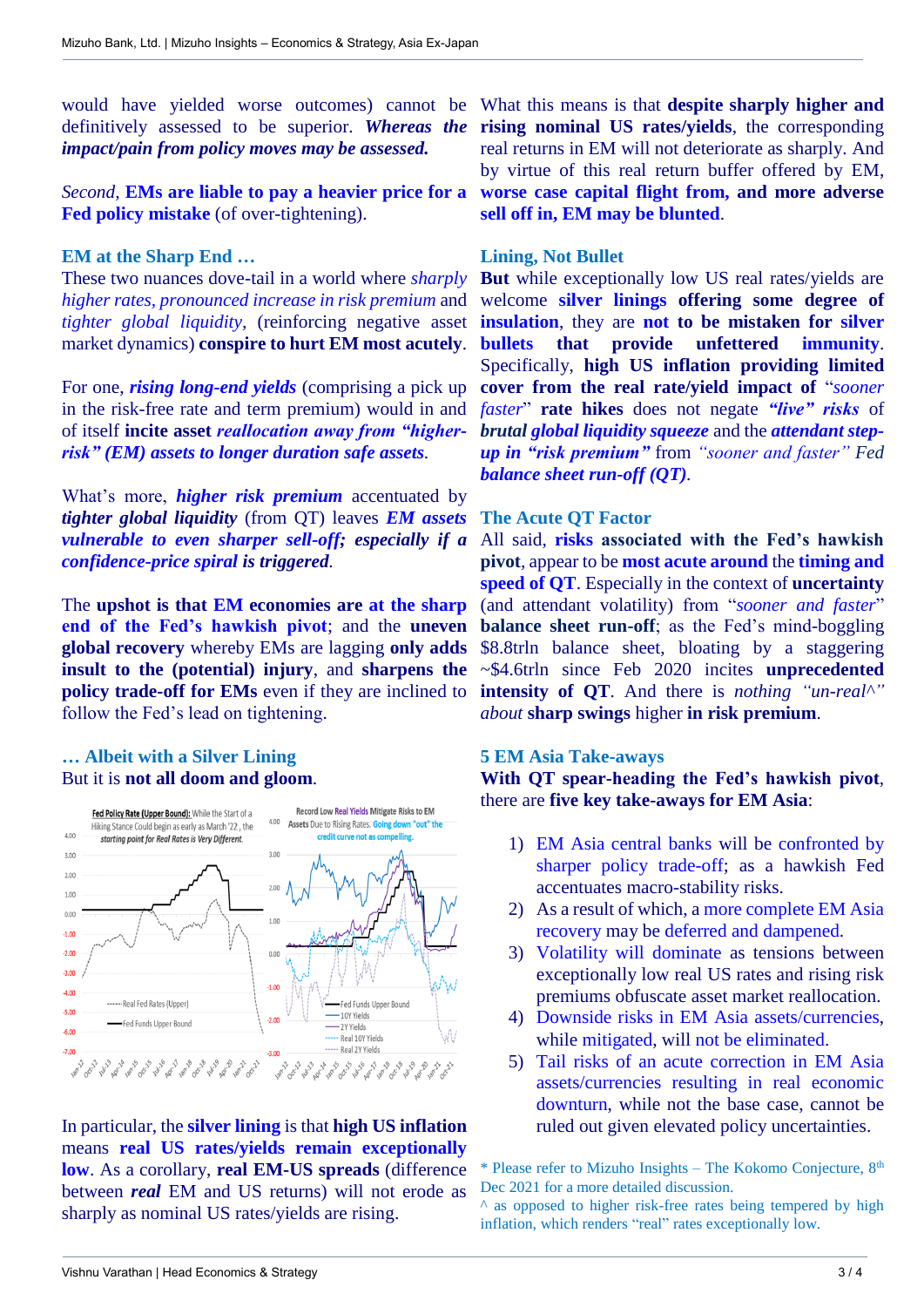would have yielded worse outcomes) cannot be definitively assessed to be superior. ***Whereas the impact/pain from policy moves may be assessed.***

*Second*, **EMs are liable to pay a heavier price for a Fed policy mistake** (of over-tightening).

### EM at the Sharp End …

These two nuances dove-tail in a world where *sharply higher rates, pronounced increase in risk premium* and *tighter global liquidity*, (reinforcing negative asset market dynamics) **conspire to hurt EM most acutely**.

For one, ***rising long-end yields*** (comprising a pick up in the risk-free rate and term premium) would in and of itself **incite asset *reallocation away from "higher-risk" (EM) assets to longer duration safe assets*.**

What's more, ***higher risk premium*** accentuated by ***tighter global liquidity*** (from QT) leaves ***EM assets vulnerable to even sharper sell-off; especially if a confidence-price spiral is triggered***.

The **upshot is that EM economies are at the sharp end of the Fed's hawkish pivot**; and the **uneven global recovery** whereby EMs are lagging **only adds insult to the (potential) injury**, and **sharpens the policy trade-off for EMs** even if they are inclined to follow the Fed's lead on tightening.

### … Albeit with a Silver Lining

But it is **not all doom and gloom**.

In particular, the **silver lining** is that **high US inflation** means **real US rates/yields remain exceptionally low**. As a corollary, **real EM-US spreads** (difference between ***real*** EM and US returns) will not erode as sharply as nominal US rates/yields are rising.

What this means is that **despite sharply higher and rising nominal US rates/yields**, the corresponding real returns in EM will not deteriorate as sharply. And by virtue of this real return buffer offered by EM, **worse case capital flight from, and more adverse sell off in, EM may be blunted**.

### Lining, Not Bullet

**But** while exceptionally low US real rates/yields are welcome **silver linings offering some degree of insulation**, they are **not to be mistaken for silver bullets that provide unfettered immunity**. Specifically, **high US inflation providing limited cover from the real rate/yield impact of** "*sooner faster*" **rate hikes** does not negate ***"live" risks*** of ***brutal global liquidity squeeze*** and the ***attendant step-up in "risk premium"*** from *"sooner and faster" Fed **balance sheet run-off (QT)***.

### The Acute QT Factor

All said, **risks associated with the Fed's hawkish pivot**, appear to be **most acute around** the **timing and speed of QT**. Especially in the context of **uncertainty** (and attendant volatility) from "*sooner and faster*" **balance sheet run-off**; as the Fed's mind-boggling \$8.8trln balance sheet, bloating by a staggering ~\$4.6trln since Feb 2020 incites **unprecedented intensity of QT**. And there is *nothing "un-real^" about* **sharp swings** higher **in risk premium**.

### 5 EM Asia Take-aways

**With QT spear-heading the Fed's hawkish pivot**, there are **five key take-aways for EM Asia**:

1) EM Asia central banks will be confronted by sharper policy trade-off; as a hawkish Fed accentuates macro-stability risks.
2) As a result of which, a more complete EM Asia recovery may be deferred and dampened.
3) Volatility will dominate as tensions between exceptionally low real US rates and rising risk premiums obfuscate asset market reallocation.
4) Downside risks in EM Asia assets/currencies, while mitigated, will not be eliminated.
5) Tail risks of an acute correction in EM Asia assets/currencies resulting in real economic downturn, while not the base case, cannot be ruled out given elevated policy uncertainties.

\* Please refer to Mizuho Insights – The Kokomo Conjecture, 8th Dec 2021 for a more detailed discussion.

^ as opposed to higher risk-free rates being tempered by high inflation, which renders "real" rates exceptionally low.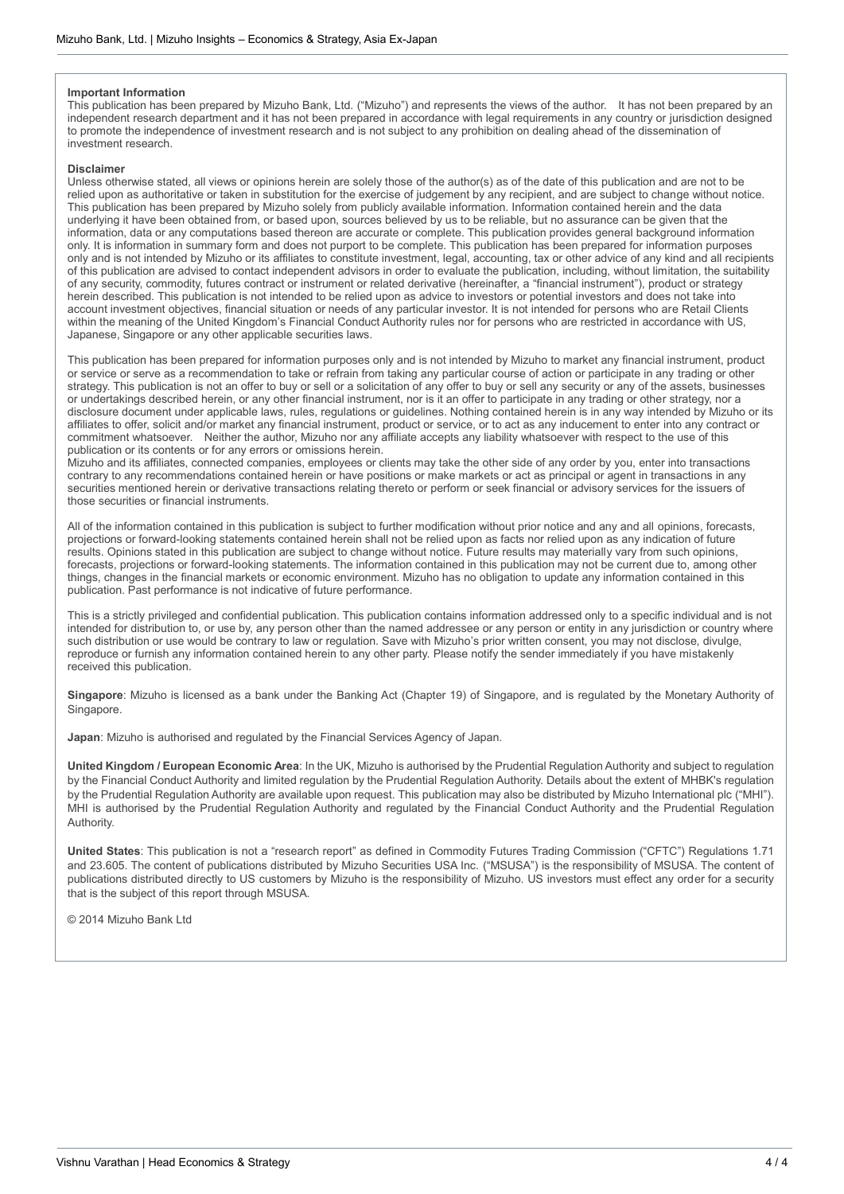**Important Information**

This publication has been prepared by Mizuho Bank, Ltd. ("Mizuho") and represents the views of the author. It has not been prepared by an independent research department and it has not been prepared in accordance with legal requirements in any country or jurisdiction designed to promote the independence of investment research and is not subject to any prohibition on dealing ahead of the dissemination of investment research.

**Disclaimer**

Unless otherwise stated, all views or opinions herein are solely those of the author(s) as of the date of this publication and are not to be relied upon as authoritative or taken in substitution for the exercise of judgement by any recipient, and are subject to change without notice. This publication has been prepared by Mizuho solely from publicly available information. Information contained herein and the data underlying it have been obtained from, or based upon, sources believed by us to be reliable, but no assurance can be given that the information, data or any computations based thereon are accurate or complete. This publication provides general background information only. It is information in summary form and does not purport to be complete. This publication has been prepared for information purposes only and is not intended by Mizuho or its affiliates to constitute investment, legal, accounting, tax or other advice of any kind and all recipients of this publication are advised to contact independent advisors in order to evaluate the publication, including, without limitation, the suitability of any security, commodity, futures contract or instrument or related derivative (hereinafter, a "financial instrument"), product or strategy herein described. This publication is not intended to be relied upon as advice to investors or potential investors and does not take into account investment objectives, financial situation or needs of any particular investor. It is not intended for persons who are Retail Clients within the meaning of the United Kingdom's Financial Conduct Authority rules nor for persons who are restricted in accordance with US, Japanese, Singapore or any other applicable securities laws.

This publication has been prepared for information purposes only and is not intended by Mizuho to market any financial instrument, product or service or serve as a recommendation to take or refrain from taking any particular course of action or participate in any trading or other strategy. This publication is not an offer to buy or sell or a solicitation of any offer to buy or sell any security or any of the assets, businesses or undertakings described herein, or any other financial instrument, nor is it an offer to participate in any trading or other strategy, nor a disclosure document under applicable laws, rules, regulations or guidelines. Nothing contained herein is in any way intended by Mizuho or its affiliates to offer, solicit and/or market any financial instrument, product or service, or to act as any inducement to enter into any contract or commitment whatsoever. Neither the author, Mizuho nor any affiliate accepts any liability whatsoever with respect to the use of this publication or its contents or for any errors or omissions herein.
Mizuho and its affiliates, connected companies, employees or clients may take the other side of any order by you, enter into transactions contrary to any recommendations contained herein or have positions or make markets or act as principal or agent in transactions in any securities mentioned herein or derivative transactions relating thereto or perform or seek financial or advisory services for the issuers of those securities or financial instruments.

All of the information contained in this publication is subject to further modification without prior notice and any and all opinions, forecasts, projections or forward-looking statements contained herein shall not be relied upon as facts nor relied upon as any indication of future results. Opinions stated in this publication are subject to change without notice. Future results may materially vary from such opinions, forecasts, projections or forward-looking statements. The information contained in this publication may not be current due to, among other things, changes in the financial markets or economic environment. Mizuho has no obligation to update any information contained in this publication. Past performance is not indicative of future performance.

This is a strictly privileged and confidential publication. This publication contains information addressed only to a specific individual and is not intended for distribution to, or use by, any person other than the named addressee or any person or entity in any jurisdiction or country where such distribution or use would be contrary to law or regulation. Save with Mizuho's prior written consent, you may not disclose, divulge, reproduce or furnish any information contained herein to any other party. Please notify the sender immediately if you have mistakenly received this publication.

**Singapore**: Mizuho is licensed as a bank under the Banking Act (Chapter 19) of Singapore, and is regulated by the Monetary Authority of Singapore.

**Japan**: Mizuho is authorised and regulated by the Financial Services Agency of Japan.

**United Kingdom / European Economic Area**: In the UK, Mizuho is authorised by the Prudential Regulation Authority and subject to regulation by the Financial Conduct Authority and limited regulation by the Prudential Regulation Authority. Details about the extent of MHBK's regulation by the Prudential Regulation Authority are available upon request. This publication may also be distributed by Mizuho International plc ("MHI"). MHI is authorised by the Prudential Regulation Authority and regulated by the Financial Conduct Authority and the Prudential Regulation Authority.

**United States**: This publication is not a "research report" as defined in Commodity Futures Trading Commission ("CFTC") Regulations 1.71 and 23.605. The content of publications distributed by Mizuho Securities USA Inc. ("MSUSA") is the responsibility of MSUSA. The content of publications distributed directly to US customers by Mizuho is the responsibility of Mizuho. US investors must effect any order for a security that is the subject of this report through MSUSA.

© 2014 Mizuho Bank Ltd